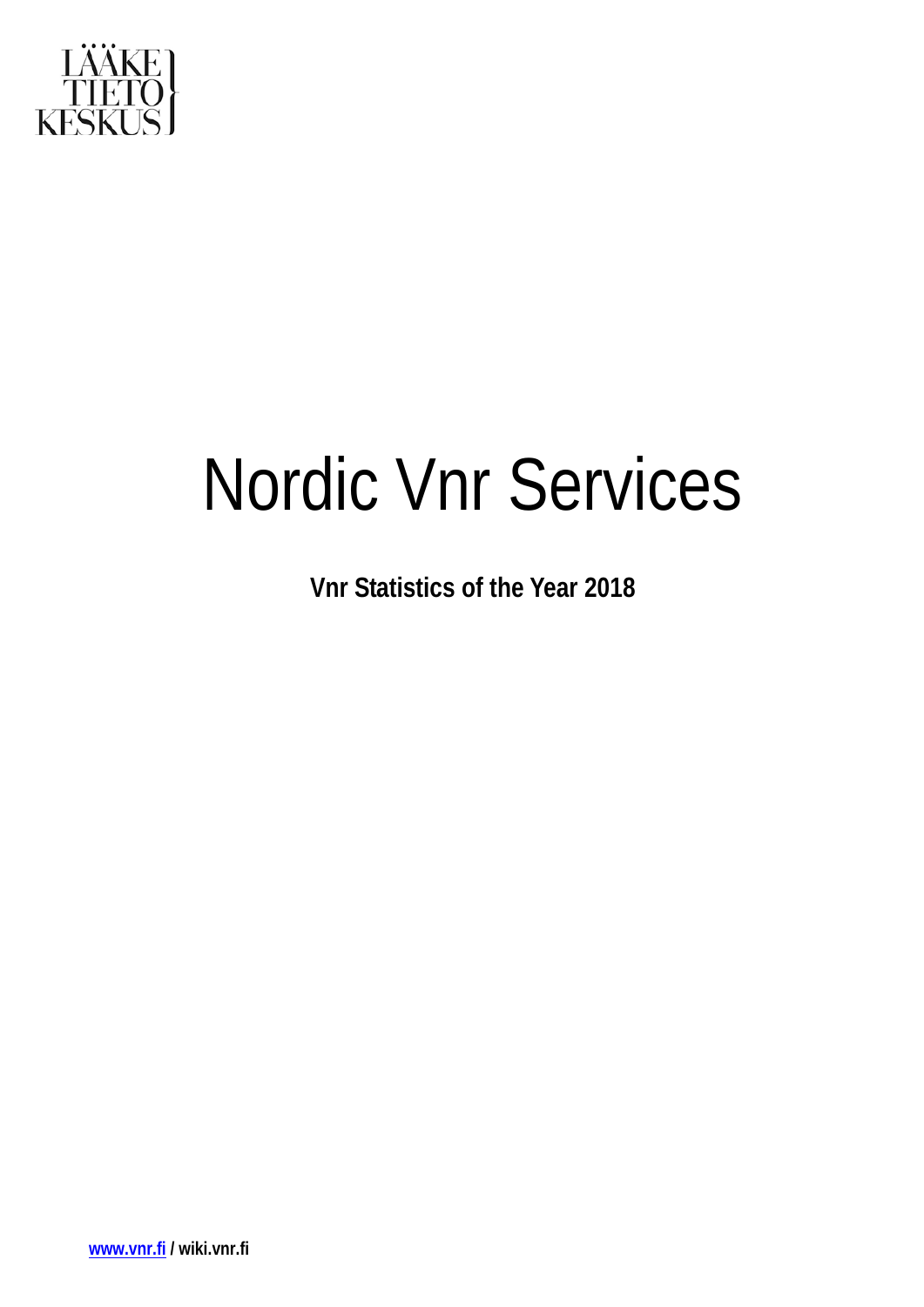LÄÄKE
TIETO
KESKUS

# Nordic Vnr Services

**Vnr Statistics of the Year 2018**

**www.vnr.fi / wiki.vnr.fi**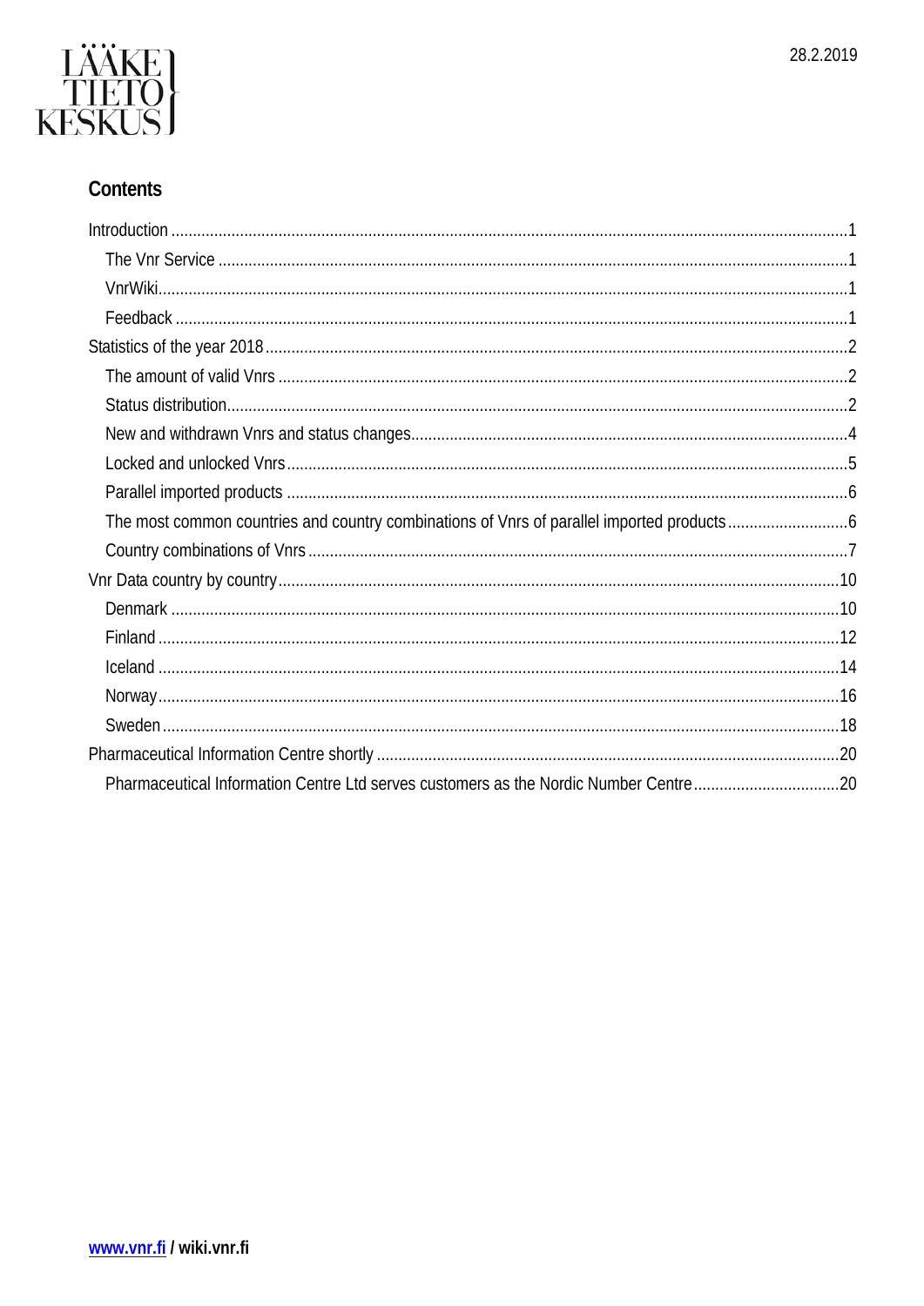## Contents

- Introduction ........ 1
  - The Vnr Service ........ 1
  - VnrWiki ........ 1
  - Feedback ........ 1
- Statistics of the year 2018 ........ 2
  - The amount of valid Vnrs ........ 2
  - Status distribution ........ 2
  - New and withdrawn Vnrs and status changes ........ 4
  - Locked and unlocked Vnrs ........ 5
  - Parallel imported products ........ 6
  - The most common countries and country combinations of Vnrs of parallel imported products ........ 6
  - Country combinations of Vnrs ........ 7
- Vnr Data country by country ........ 10
  - Denmark ........ 10
  - Finland ........ 12
  - Iceland ........ 14
  - Norway ........ 16
  - Sweden ........ 18
- Pharmaceutical Information Centre shortly ........ 20
  - Pharmaceutical Information Centre Ltd serves customers as the Nordic Number Centre ........ 20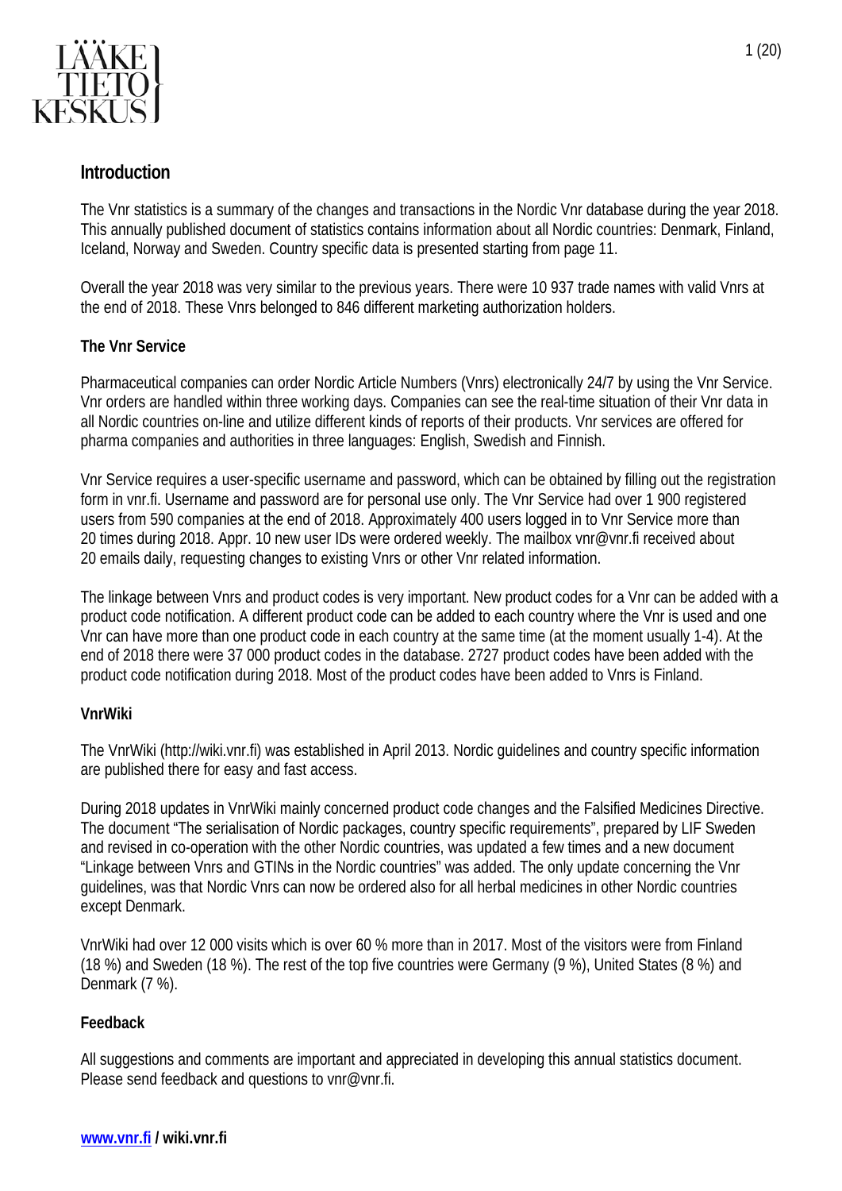## Introduction

The Vnr statistics is a summary of the changes and transactions in the Nordic Vnr database during the year 2018. This annually published document of statistics contains information about all Nordic countries: Denmark, Finland, Iceland, Norway and Sweden. Country specific data is presented starting from page 11.

Overall the year 2018 was very similar to the previous years. There were 10 937 trade names with valid Vnrs at the end of 2018. These Vnrs belonged to 846 different marketing authorization holders.

### The Vnr Service

Pharmaceutical companies can order Nordic Article Numbers (Vnrs) electronically 24/7 by using the Vnr Service. Vnr orders are handled within three working days. Companies can see the real-time situation of their Vnr data in all Nordic countries on-line and utilize different kinds of reports of their products. Vnr services are offered for pharma companies and authorities in three languages: English, Swedish and Finnish.

Vnr Service requires a user-specific username and password, which can be obtained by filling out the registration form in vnr.fi. Username and password are for personal use only. The Vnr Service had over 1 900 registered users from 590 companies at the end of 2018. Approximately 400 users logged in to Vnr Service more than 20 times during 2018. Appr. 10 new user IDs were ordered weekly. The mailbox vnr@vnr.fi received about 20 emails daily, requesting changes to existing Vnrs or other Vnr related information.

The linkage between Vnrs and product codes is very important. New product codes for a Vnr can be added with a product code notification. A different product code can be added to each country where the Vnr is used and one Vnr can have more than one product code in each country at the same time (at the moment usually 1-4). At the end of 2018 there were 37 000 product codes in the database. 2727 product codes have been added with the product code notification during 2018. Most of the product codes have been added to Vnrs is Finland.

### VnrWiki

The VnrWiki (http://wiki.vnr.fi) was established in April 2013. Nordic guidelines and country specific information are published there for easy and fast access.

During 2018 updates in VnrWiki mainly concerned product code changes and the Falsified Medicines Directive. The document "The serialisation of Nordic packages, country specific requirements", prepared by LIF Sweden and revised in co-operation with the other Nordic countries, was updated a few times and a new document "Linkage between Vnrs and GTINs in the Nordic countries" was added. The only update concerning the Vnr guidelines, was that Nordic Vnrs can now be ordered also for all herbal medicines in other Nordic countries except Denmark.

VnrWiki had over 12 000 visits which is over 60 % more than in 2017. Most of the visitors were from Finland (18 %) and Sweden (18 %). The rest of the top five countries were Germany (9 %), United States (8 %) and Denmark (7 %).

### Feedback

All suggestions and comments are important and appreciated in developing this annual statistics document. Please send feedback and questions to vnr@vnr.fi.

**www.vnr.fi / wiki.vnr.fi**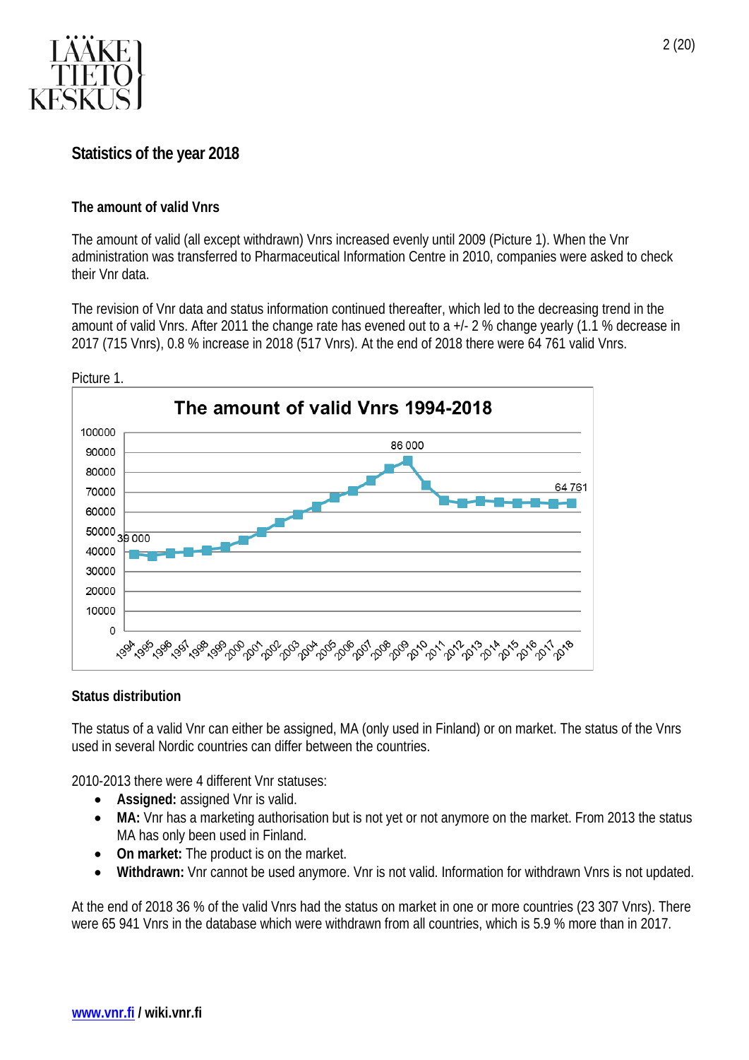## Statistics of the year 2018

### The amount of valid Vnrs

The amount of valid (all except withdrawn) Vnrs increased evenly until 2009 (Picture 1). When the Vnr administration was transferred to Pharmaceutical Information Centre in 2010, companies were asked to check their Vnr data.

The revision of Vnr data and status information continued thereafter, which led to the decreasing trend in the amount of valid Vnrs. After 2011 the change rate has evened out to a +/- 2 % change yearly (1.1 % decrease in 2017 (715 Vnrs), 0.8 % increase in 2018 (517 Vnrs). At the end of 2018 there were 64 761 valid Vnrs.

Picture 1.

### Status distribution

The status of a valid Vnr can either be assigned, MA (only used in Finland) or on market. The status of the Vnrs used in several Nordic countries can differ between the countries.

2010-2013 there were 4 different Vnr statuses:

- **Assigned:** assigned Vnr is valid.
- **MA:** Vnr has a marketing authorisation but is not yet or not anymore on the market. From 2013 the status MA has only been used in Finland.
- **On market:** The product is on the market.
- **Withdrawn:** Vnr cannot be used anymore. Vnr is not valid. Information for withdrawn Vnrs is not updated.

At the end of 2018 36 % of the valid Vnrs had the status on market in one or more countries (23 307 Vnrs). There were 65 941 Vnrs in the database which were withdrawn from all countries, which is 5.9 % more than in 2017.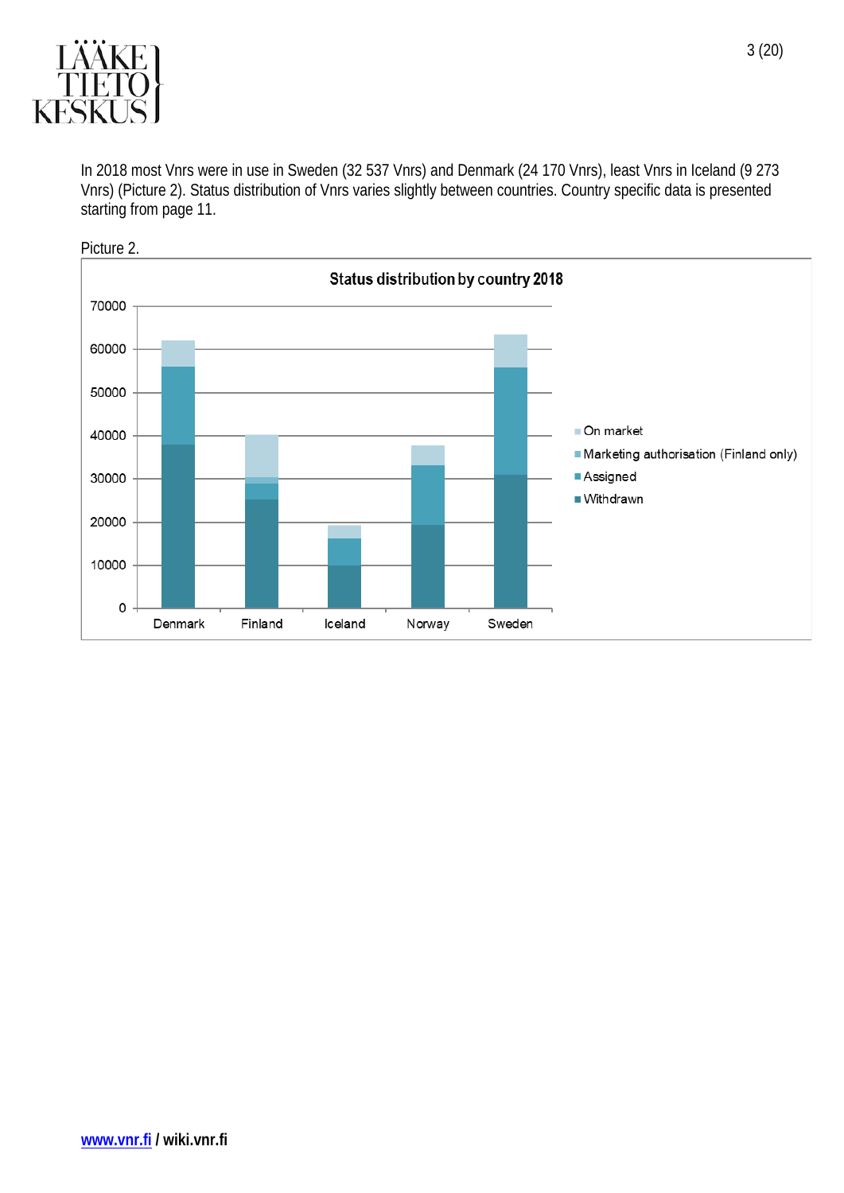In 2018 most Vnrs were in use in Sweden (32 537 Vnrs) and Denmark (24 170 Vnrs), least Vnrs in Iceland (9 273 Vnrs) (Picture 2). Status distribution of Vnrs varies slightly between countries. Country specific data is presented starting from page 11.

Picture 2.

**Status distribution by country 2018**

Legend: On market; Marketing authorisation (Finland only); Assigned; Withdrawn

Countries: Denmark, Finland, Iceland, Norway, Sweden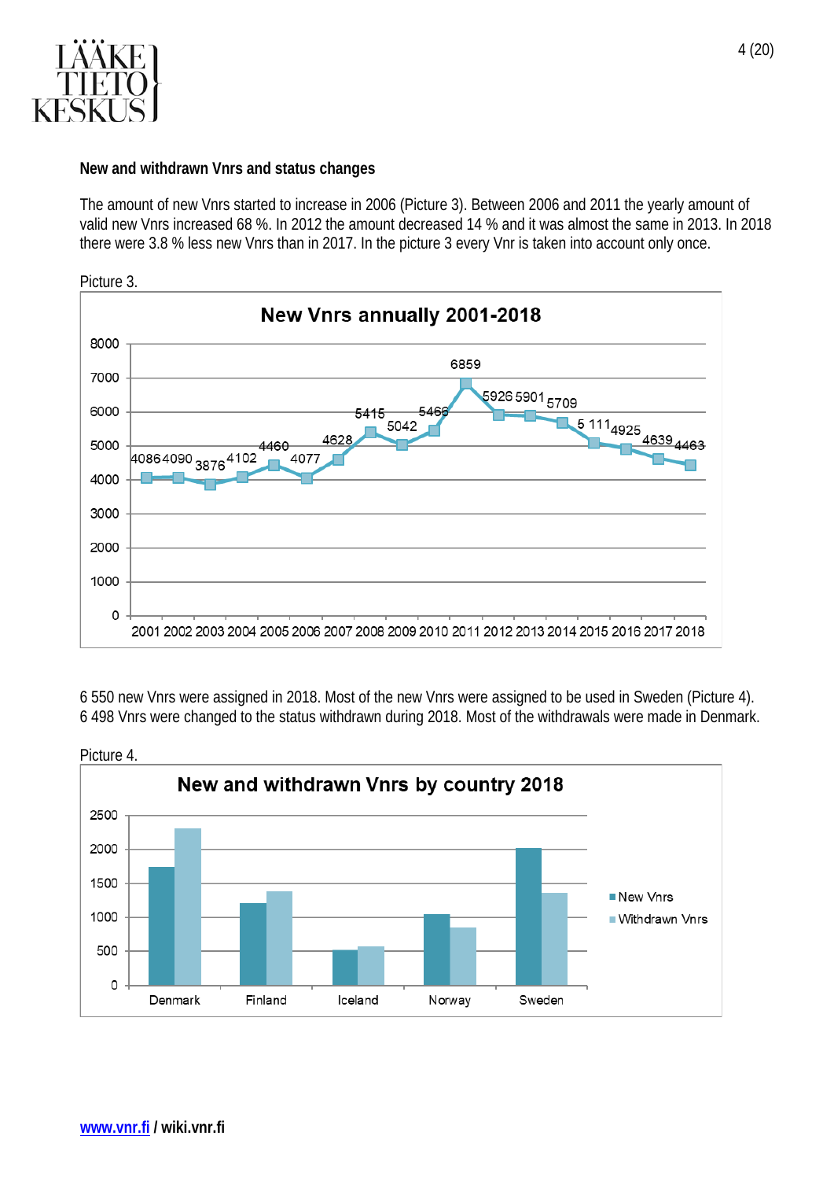## New and withdrawn Vnrs and status changes

The amount of new Vnrs started to increase in 2006 (Picture 3). Between 2006 and 2011 the yearly amount of valid new Vnrs increased 68 %. In 2012 the amount decreased 14 % and it was almost the same in 2013. In 2018 there were 3.8 % less new Vnrs than in 2017. In the picture 3 every Vnr is taken into account only once.

Picture 3.

**New Vnrs annually 2001-2018**

| Year | New Vnrs |
|---|---|
| 2001 | 4086 |
| 2002 | 4090 |
| 2003 | 3876 |
| 2004 | 4102 |
| 2005 | 4460 |
| 2006 | 4077 |
| 2007 | 4628 |
| 2008 | 5415 |
| 2009 | 5042 |
| 2010 | 5466 |
| 2011 | 6859 |
| 2012 | 5926 |
| 2013 | 5901 |
| 2014 | 5709 |
| 2015 | 5 111 |
| 2016 | 4925 |
| 2017 | 4639 |
| 2018 | 4463 |

6 550 new Vnrs were assigned in 2018. Most of the new Vnrs were assigned to be used in Sweden (Picture 4). 6 498 Vnrs were changed to the status withdrawn during 2018. Most of the withdrawals were made in Denmark.

Picture 4.

**New and withdrawn Vnrs by country 2018**

(Bar chart: New Vnrs and Withdrawn Vnrs for Denmark, Finland, Iceland, Norway, Sweden; y-axis 0–2500)

[www.vnr.fi](http://www.vnr.fi) / wiki.vnr.fi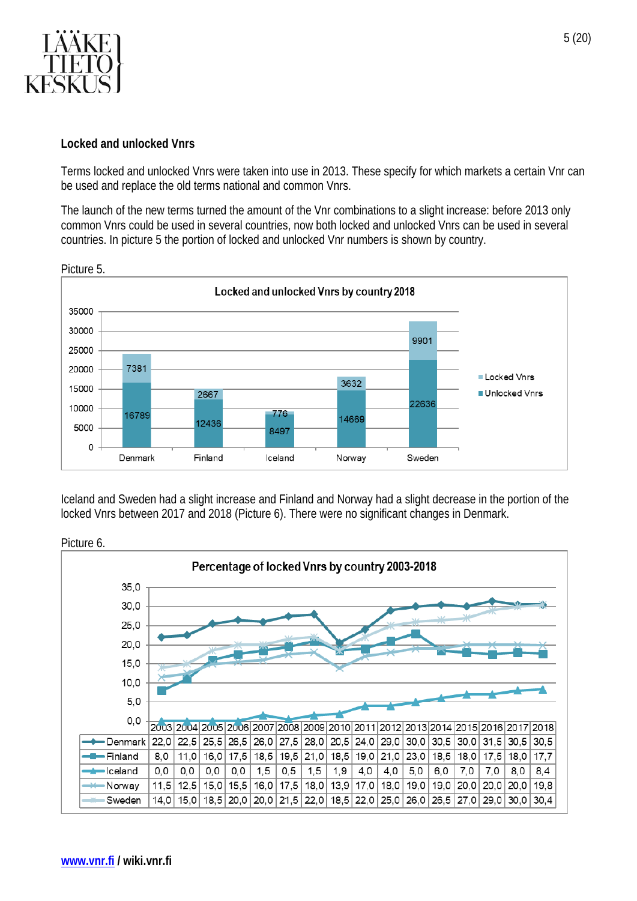## Locked and unlocked Vnrs

Terms locked and unlocked Vnrs were taken into use in 2013. These specify for which markets a certain Vnr can be used and replace the old terms national and common Vnrs.

The launch of the new terms turned the amount of the Vnr combinations to a slight increase: before 2013 only common Vnrs could be used in several countries, now both locked and unlocked Vnrs can be used in several countries. In picture 5 the portion of locked and unlocked Vnr numbers is shown by country.

Picture 5.

**Locked and unlocked Vnrs by country 2018**

| | Denmark | Finland | Iceland | Norway | Sweden |
|---|---|---|---|---|---|
| Locked Vnrs | 7381 | 2667 | 776 | 3632 | 9901 |
| Unlocked Vnrs | 16789 | 12436 | 8497 | 14669 | 22636 |

Iceland and Sweden had a slight increase and Finland and Norway had a slight decrease in the portion of the locked Vnrs between 2017 and 2018 (Picture 6). There were no significant changes in Denmark.

Picture 6.

**Percentage of locked Vnrs by country 2003-2018**

| | 2003 | 2004 | 2005 | 2006 | 2007 | 2008 | 2009 | 2010 | 2011 | 2012 | 2013 | 2014 | 2015 | 2016 | 2017 | 2018 |
|---|---|---|---|---|---|---|---|---|---|---|---|---|---|---|---|---|
| Denmark | 22,0 | 22,5 | 25,5 | 26,5 | 26,0 | 27,5 | 28,0 | 20,5 | 24,0 | 29,0 | 30,0 | 30,5 | 30,0 | 31,5 | 30,5 | 30,5 |
| Finland | 8,0 | 11,0 | 16,0 | 17,5 | 18,5 | 19,5 | 21,0 | 18,5 | 19,0 | 21,0 | 23,0 | 18,5 | 18,0 | 17,5 | 18,0 | 17,7 |
| Iceland | 0,0 | 0,0 | 0,0 | 0,0 | 1,5 | 0,5 | 1,5 | 1,9 | 4,0 | 4,0 | 5,0 | 6,0 | 7,0 | 7,0 | 8,0 | 8,4 |
| Norway | 11,5 | 12,5 | 15,0 | 15,5 | 16,0 | 17,5 | 18,0 | 13,9 | 17,0 | 18,0 | 19,0 | 19,0 | 20,0 | 20,0 | 20,0 | 19,8 |
| Sweden | 14,0 | 15,0 | 18,5 | 20,0 | 20,0 | 21,5 | 22,0 | 18,5 | 22,0 | 25,0 | 26,0 | 26,5 | 27,0 | 29,0 | 30,0 | 30,4 |

[www.vnr.fi](http://www.vnr.fi) / wiki.vnr.fi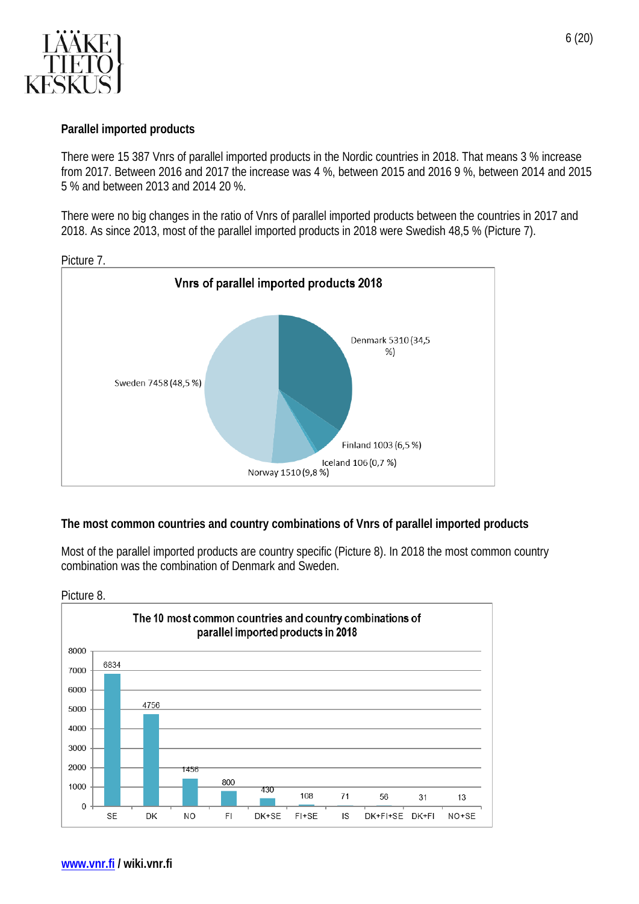**Parallel imported products**

There were 15 387 Vnrs of parallel imported products in the Nordic countries in 2018. That means 3 % increase from 2017. Between 2016 and 2017 the increase was 4 %, between 2015 and 2016 9 %, between 2014 and 2015 5 % and between 2013 and 2014 20 %.

There were no big changes in the ratio of Vnrs of parallel imported products between the countries in 2017 and 2018. As since 2013, most of the parallel imported products in 2018 were Swedish 48,5 % (Picture 7).

Picture 7.

**Vnrs of parallel imported products 2018**

| Country | Vnrs | Share |
| --- | --- | --- |
| Sweden | 7458 | 48,5 % |
| Denmark | 5310 | 34,5 % |
| Norway | 1510 | 9,8 % |
| Finland | 1003 | 6,5 % |
| Iceland | 106 | 0,7 % |

**The most common countries and country combinations of Vnrs of parallel imported products**

Most of the parallel imported products are country specific (Picture 8). In 2018 the most common country combination was the combination of Denmark and Sweden.

Picture 8.

**The 10 most common countries and country combinations of parallel imported products in 2018**

| Country / combination | Vnrs |
| --- | --- |
| SE | 6834 |
| DK | 4756 |
| NO | 1456 |
| FI | 800 |
| DK+SE | 430 |
| FI+SE | 108 |
| IS | 71 |
| DK+FI+SE | 56 |
| DK+FI | 31 |
| NO+SE | 13 |

www.vnr.fi / wiki.vnr.fi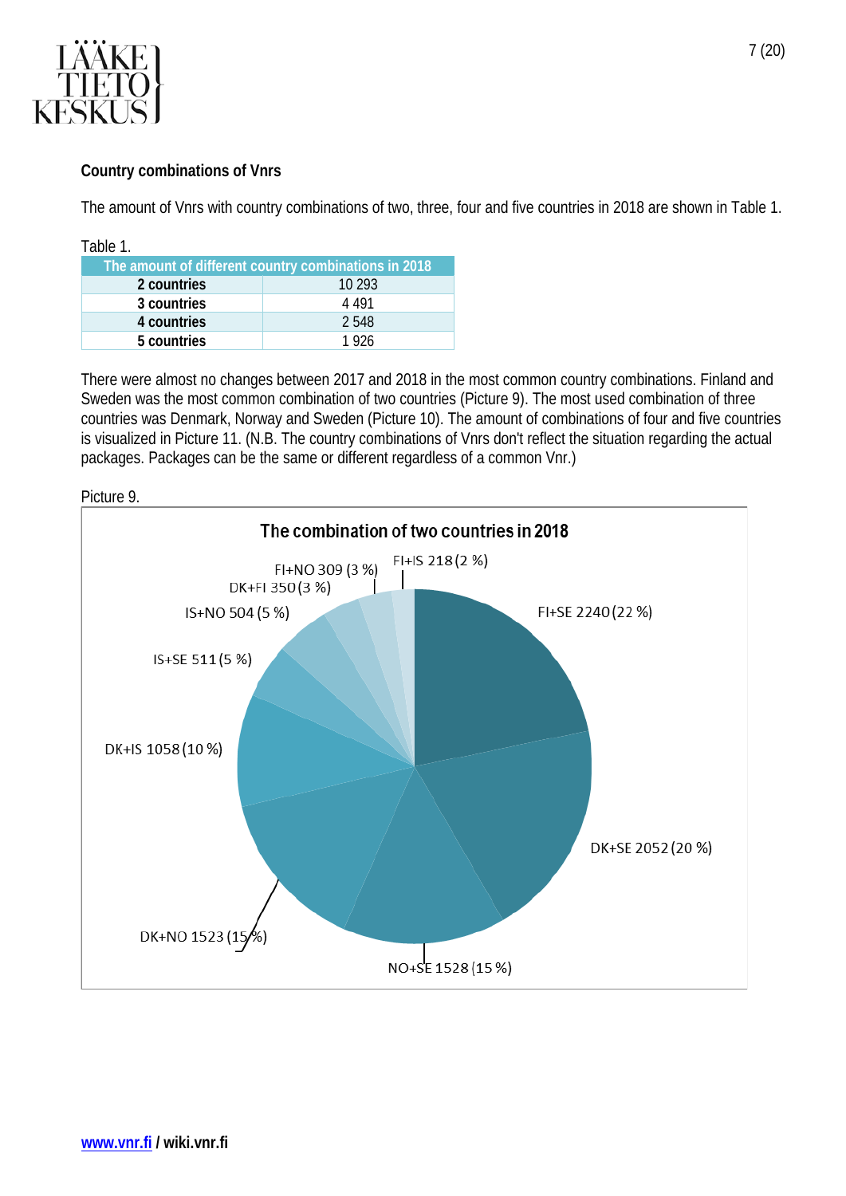### Country combinations of Vnrs

The amount of Vnrs with country combinations of two, three, four and five countries in 2018 are shown in Table 1.

Table 1.

| The amount of different country combinations in 2018 | |
|---|---|
| **2 countries** | 10 293 |
| **3 countries** | 4 491 |
| **4 countries** | 2 548 |
| **5 countries** | 1 926 |

There were almost no changes between 2017 and 2018 in the most common country combinations. Finland and Sweden was the most common combination of two countries (Picture 9). The most used combination of three countries was Denmark, Norway and Sweden (Picture 10). The amount of combinations of four and five countries is visualized in Picture 11. (N.B. The country combinations of Vnrs don't reflect the situation regarding the actual packages. Packages can be the same or different regardless of a common Vnr.)

Picture 9.

**The combination of two countries in 2018**

- FI+SE 2240 (22 %)
- DK+SE 2052 (20 %)
- NO+SE 1528 (15 %)
- DK+NO 1523 (15 %)
- DK+IS 1058 (10 %)
- IS+SE 511 (5 %)
- IS+NO 504 (5 %)
- DK+FI 350 (3 %)
- FI+NO 309 (3 %)
- FI+IS 218 (2 %)

**www.vnr.fi / wiki.vnr.fi**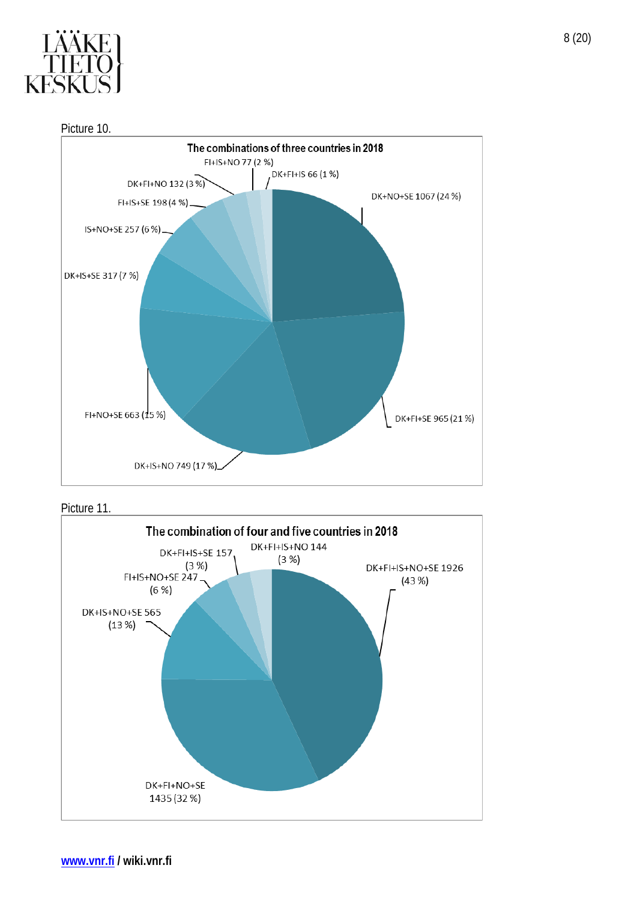Picture 10.

**The combinations of three countries in 2018**

| Combination | Count | Share |
|---|---|---|
| DK+NO+SE | 1067 | 24 % |
| DK+FI+SE | 965 | 21 % |
| DK+IS+NO | 749 | 17 % |
| FI+NO+SE | 663 | 15 % |
| DK+IS+SE | 317 | 7 % |
| IS+NO+SE | 257 | 6 % |
| FI+IS+SE | 198 | 4 % |
| DK+FI+NO | 132 | 3 % |
| FI+IS+NO | 77 | 2 % |
| DK+FI+IS | 66 | 1 % |

Picture 11.

**The combination of four and five countries in 2018**

| Combination | Count | Share |
|---|---|---|
| DK+FI+IS+NO+SE | 1926 | 43 % |
| DK+FI+NO+SE | 1435 | 32 % |
| DK+IS+NO+SE | 565 | 13 % |
| FI+IS+NO+SE | 247 | 6 % |
| DK+FI+IS+SE | 157 | 3 % |
| DK+FI+IS+NO | 144 | 3 % |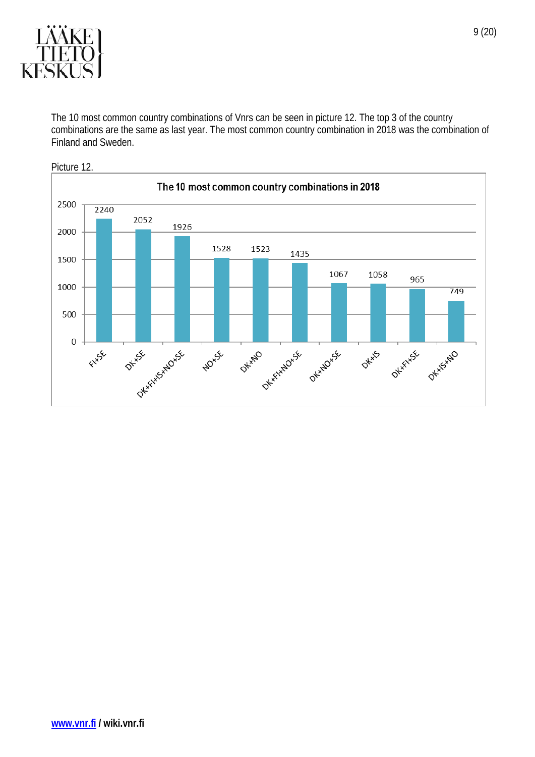The 10 most common country combinations of Vnrs can be seen in picture 12. The top 3 of the country combinations are the same as last year. The most common country combination in 2018 was the combination of Finland and Sweden.

Picture 12.

**The 10 most common country combinations in 2018**

| Country combination | Count |
|---|---|
| FI+SE | 2240 |
| DK+SE | 2052 |
| DK+FI+IS+NO+SE | 1926 |
| NO+SE | 1528 |
| DK+NO | 1523 |
| DK+FI+NO+SE | 1435 |
| DK+NO+SE | 1067 |
| DK+IS | 1058 |
| DK+FI+SE | 965 |
| DK+IS+NO | 749 |

www.vnr.fi / wiki.vnr.fi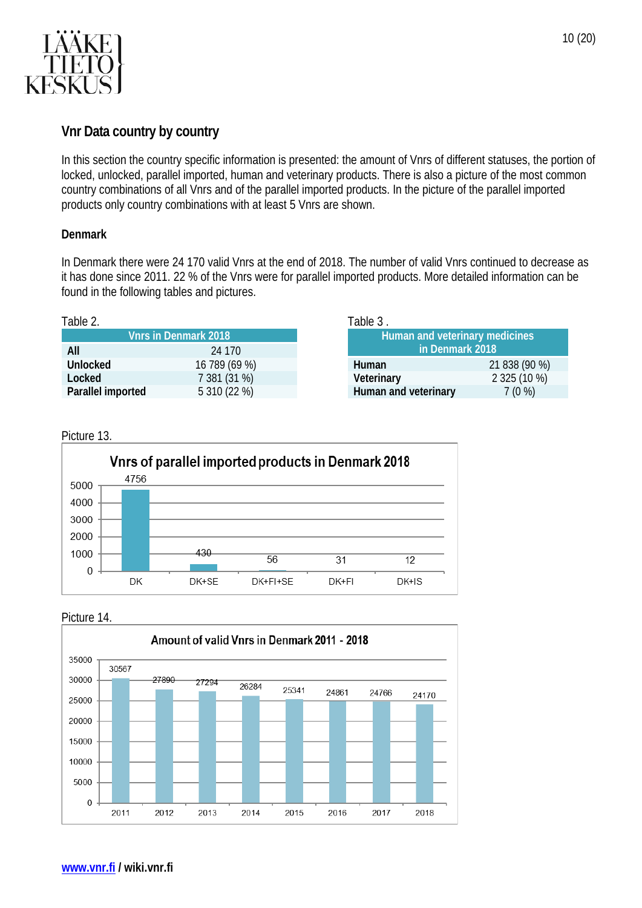## Vnr Data country by country

In this section the country specific information is presented: the amount of Vnrs of different statuses, the portion of locked, unlocked, parallel imported, human and veterinary products. There is also a picture of the most common country combinations of all Vnrs and of the parallel imported products. In the picture of the parallel imported products only country combinations with at least 5 Vnrs are shown.

### Denmark

In Denmark there were 24 170 valid Vnrs at the end of 2018. The number of valid Vnrs continued to decrease as it has done since 2011. 22 % of the Vnrs were for parallel imported products. More detailed information can be found in the following tables and pictures.

Table 2.

| Vnrs in Denmark 2018 | |
|---|---|
| **All** | 24 170 |
| **Unlocked** | 16 789 (69 %) |
| **Locked** | 7 381 (31 %) |
| **Parallel imported** | 5 310 (22 %) |

Table 3 .

| Human and veterinary medicines in Denmark 2018 | |
|---|---|
| **Human** | 21 838 (90 %) |
| **Veterinary** | 2 325 (10 %) |
| **Human and veterinary** | 7 (0 %) |

Picture 13.

Vnrs of parallel imported products in Denmark 2018

| Country combination | Vnrs |
|---|---|
| DK | 4756 |
| DK+SE | 430 |
| DK+FI+SE | 56 |
| DK+FI | 31 |
| DK+IS | 12 |

Picture 14.

Amount of valid Vnrs in Denmark 2011 - 2018

| Year | Vnrs |
|---|---|
| 2011 | 30567 |
| 2012 | 27890 |
| 2013 | 27294 |
| 2014 | 26284 |
| 2015 | 25341 |
| 2016 | 24861 |
| 2017 | 24766 |
| 2018 | 24170 |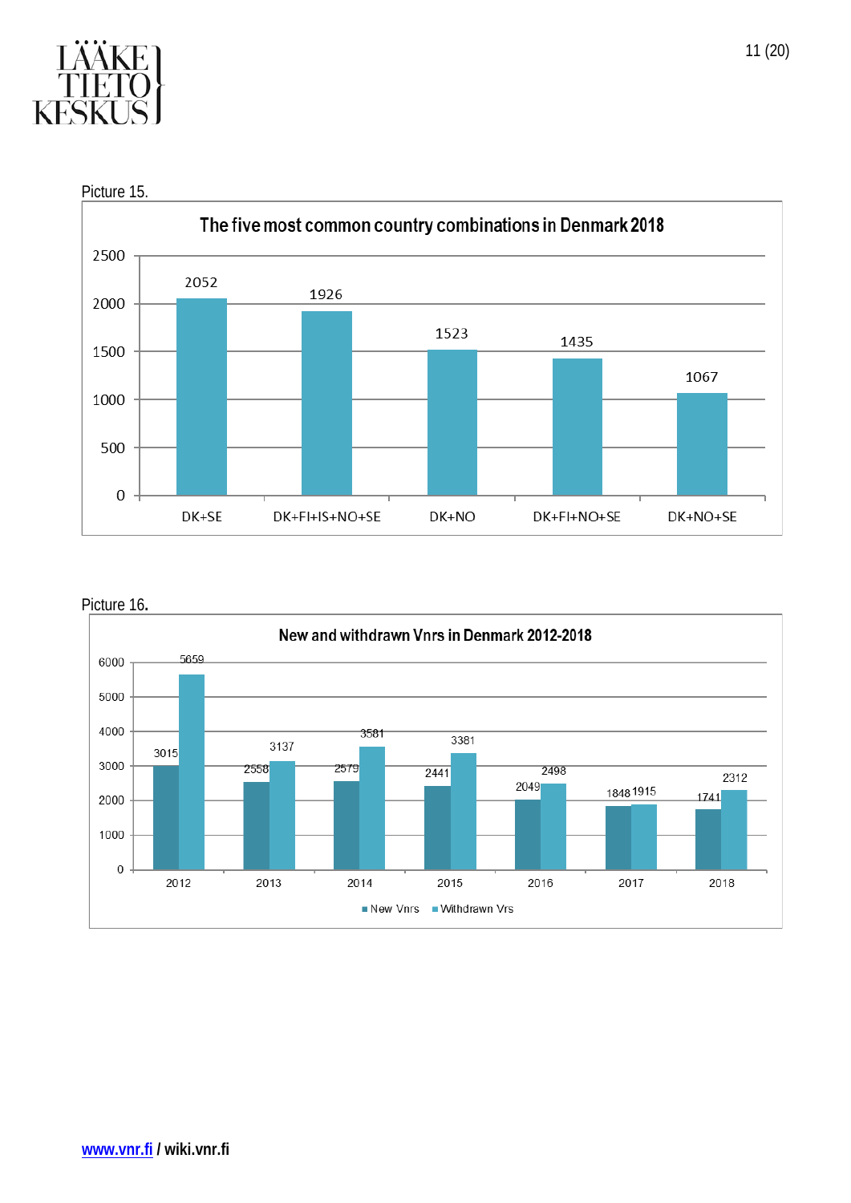Picture 15.

**The five most common country combinations in Denmark 2018**

| Country combination | Count |
|---|---|
| DK+SE | 2052 |
| DK+FI+IS+NO+SE | 1926 |
| DK+NO | 1523 |
| DK+FI+NO+SE | 1435 |
| DK+NO+SE | 1067 |

Picture 16.

**New and withdrawn Vnrs in Denmark 2012-2018**

| Year | New Vnrs | Withdrawn Vrs |
|---|---|---|
| 2012 | 3015 | 5659 |
| 2013 | 2558 | 3137 |
| 2014 | 2579 | 3581 |
| 2015 | 2441 | 3381 |
| 2016 | 2049 | 2498 |
| 2017 | 1848 | 1915 |
| 2018 | 1741 | 2312 |

www.vnr.fi / wiki.vnr.fi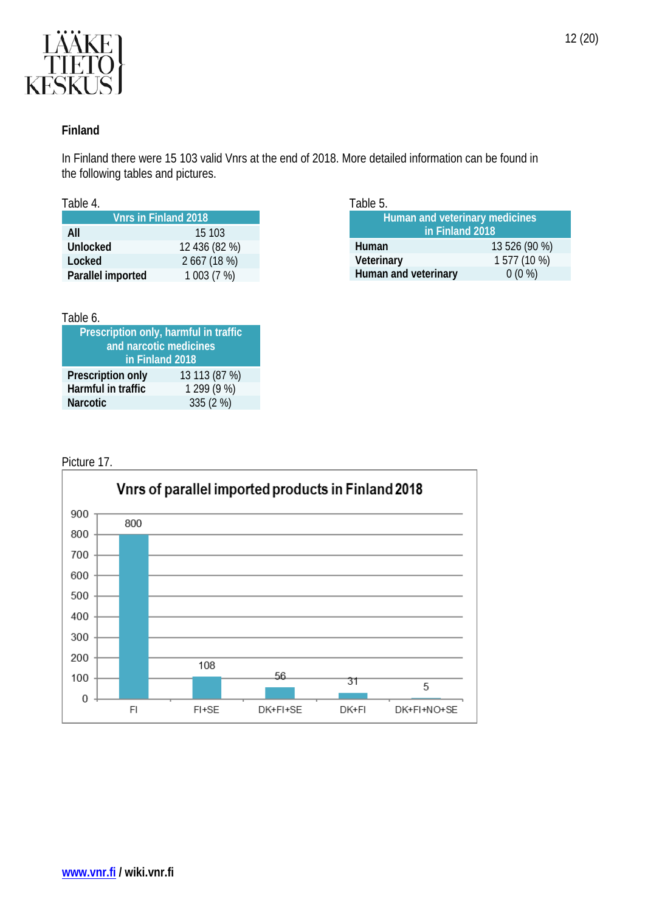## Finland

In Finland there were 15 103 valid Vnrs at the end of 2018. More detailed information can be found in the following tables and pictures.

Table 4.

| Vnrs in Finland 2018 | |
|---|---|
| **All** | 15 103 |
| **Unlocked** | 12 436 (82 %) |
| **Locked** | 2 667 (18 %) |
| **Parallel imported** | 1 003 (7 %) |

Table 5.

| Human and veterinary medicines in Finland 2018 | |
|---|---|
| **Human** | 13 526 (90 %) |
| **Veterinary** | 1 577 (10 %) |
| **Human and veterinary** | 0 (0 %) |

Table 6.

| Prescription only, harmful in traffic and narcotic medicines in Finland 2018 | |
|---|---|
| **Prescription only** | 13 113 (87 %) |
| **Harmful in traffic** | 1 299 (9 %) |
| **Narcotic** | 335 (2 %) |

Picture 17.

**Vnrs of parallel imported products in Finland 2018**

| Country | Vnrs |
|---|---|
| FI | 800 |
| FI+SE | 108 |
| DK+FI+SE | 56 |
| DK+FI | 31 |
| DK+FI+NO+SE | 5 |

www.vnr.fi / wiki.vnr.fi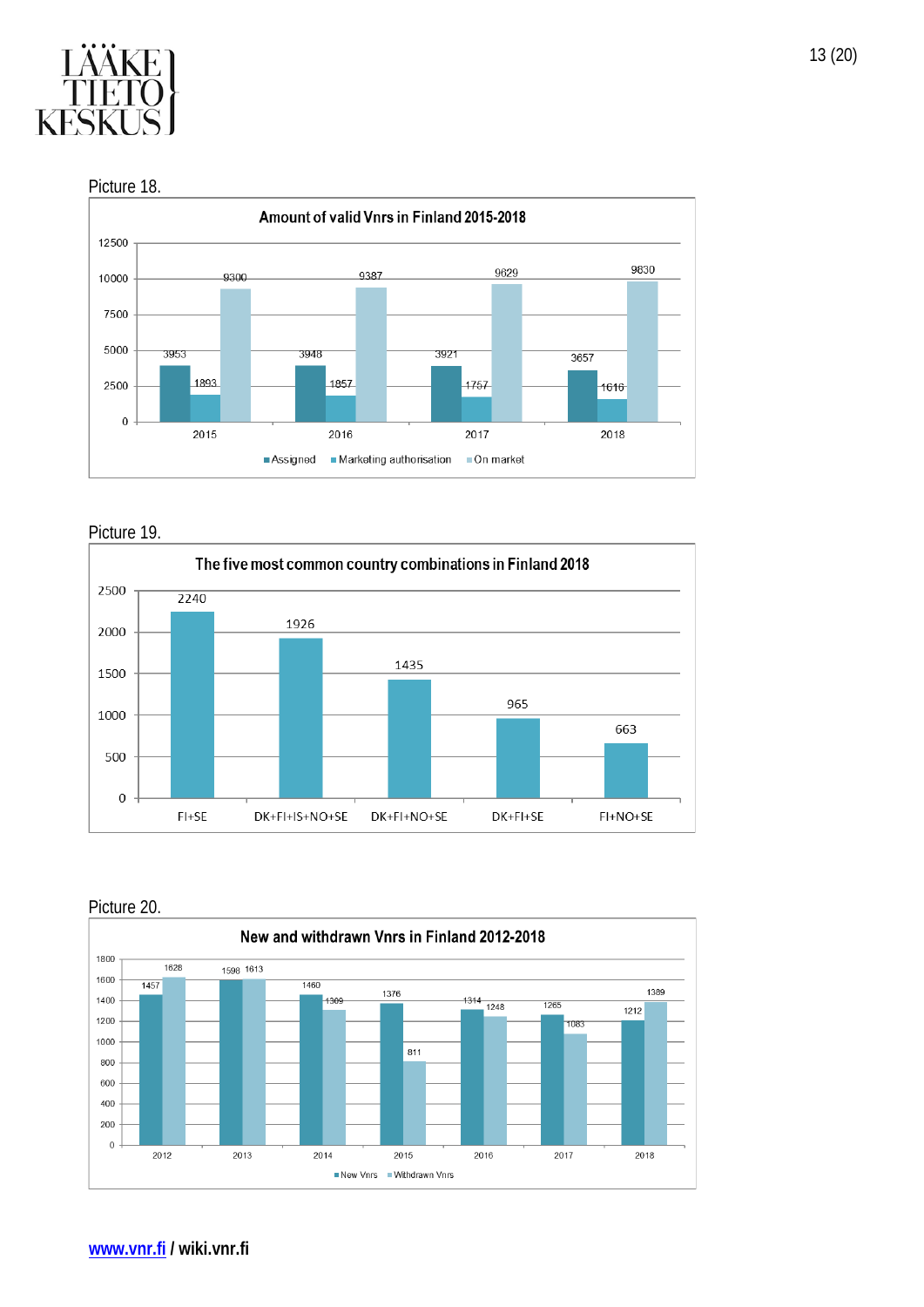Picture 18.

**Amount of valid Vnrs in Finland 2015-2018**

| Year | Assigned | Marketing authorisation | On market |
|---|---|---|---|
| 2015 | 3953 | 1893 | 9300 |
| 2016 | 3948 | 1857 | 9387 |
| 2017 | 3921 | 1757 | 9629 |
| 2018 | 3657 | 1616 | 9830 |

Picture 19.

**The five most common country combinations in Finland 2018**

| Country combination | Amount |
|---|---|
| FI+SE | 2240 |
| DK+FI+IS+NO+SE | 1926 |
| DK+FI+NO+SE | 1435 |
| DK+FI+SE | 965 |
| FI+NO+SE | 663 |

Picture 20.

**New and withdrawn Vnrs in Finland 2012-2018**

| Year | New Vnrs | Withdrawn Vnrs |
|---|---|---|
| 2012 | 1457 | 1628 |
| 2013 | 1598 | 1613 |
| 2014 | 1460 | 1309 |
| 2015 | 1376 | 811 |
| 2016 | 1314 | 1248 |
| 2017 | 1265 | 1083 |
| 2018 | 1212 | 1389 |

www.vnr.fi / wiki.vnr.fi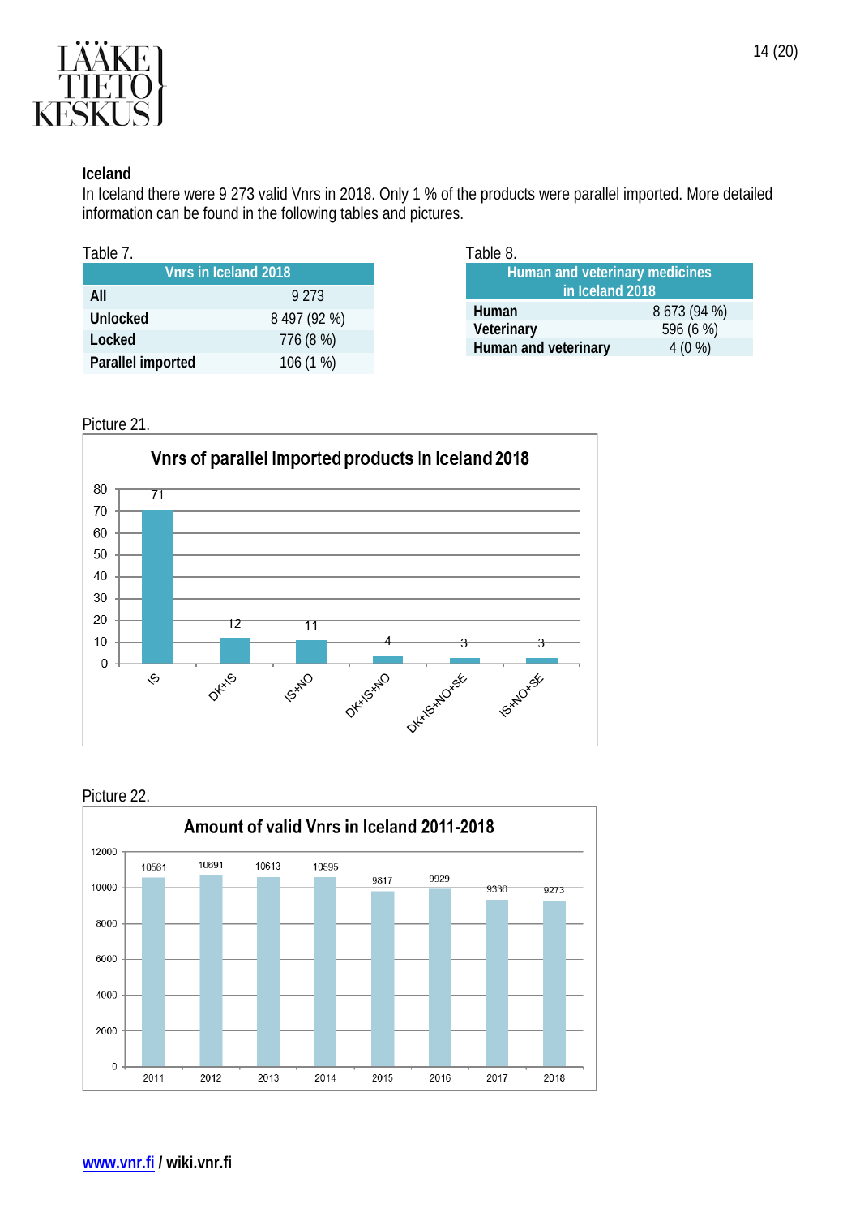## Iceland

In Iceland there were 9 273 valid Vnrs in 2018. Only 1 % of the products were parallel imported. More detailed information can be found in the following tables and pictures.

Table 7.

| Vnrs in Iceland 2018 | |
|---|---|
| **All** | 9 273 |
| **Unlocked** | 8 497 (92 %) |
| **Locked** | 776 (8 %) |
| **Parallel imported** | 106 (1 %) |

Table 8.

| Human and veterinary medicines in Iceland 2018 | |
|---|---|
| **Human** | 8 673 (94 %) |
| **Veterinary** | 596 (6 %) |
| **Human and veterinary** | 4 (0 %) |

Picture 21.

**Vnrs of parallel imported products in Iceland 2018**

| Countries | Vnrs |
|---|---|
| IS | 71 |
| DK+IS | 12 |
| IS+NO | 11 |
| DK+IS+NO | 4 |
| DK+IS+NO+SE | 3 |
| IS+NO+SE | 3 |

Picture 22.

**Amount of valid Vnrs in Iceland 2011-2018**

| Year | Vnrs |
|---|---|
| 2011 | 10561 |
| 2012 | 10691 |
| 2013 | 10613 |
| 2014 | 10595 |
| 2015 | 9817 |
| 2016 | 9929 |
| 2017 | 9336 |
| 2018 | 9273 |

www.vnr.fi / wiki.vnr.fi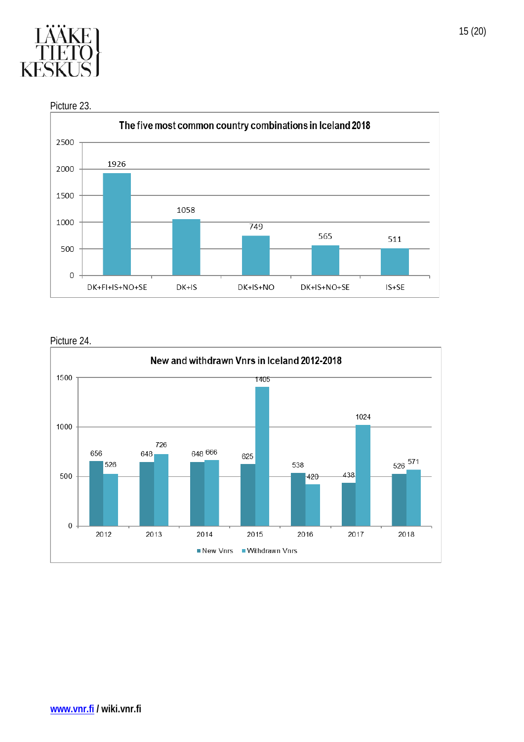Picture 23.

**The five most common country combinations in Iceland 2018**

| Country combination | Number |
| --- | --- |
| DK+FI+IS+NO+SE | 1926 |
| DK+IS | 1058 |
| DK+IS+NO | 749 |
| DK+IS+NO+SE | 565 |
| IS+SE | 511 |

Picture 24.

**New and withdrawn Vnrs in Iceland 2012-2018**

| Year | New Vnrs | Withdrawn Vnrs |
| --- | --- | --- |
| 2012 | 656 | 526 |
| 2013 | 648 | 726 |
| 2014 | 648 | 666 |
| 2015 | 625 | 1405 |
| 2016 | 538 | 420 |
| 2017 | 438 | 1024 |
| 2018 | 526 | 571 |

www.vnr.fi / wiki.vnr.fi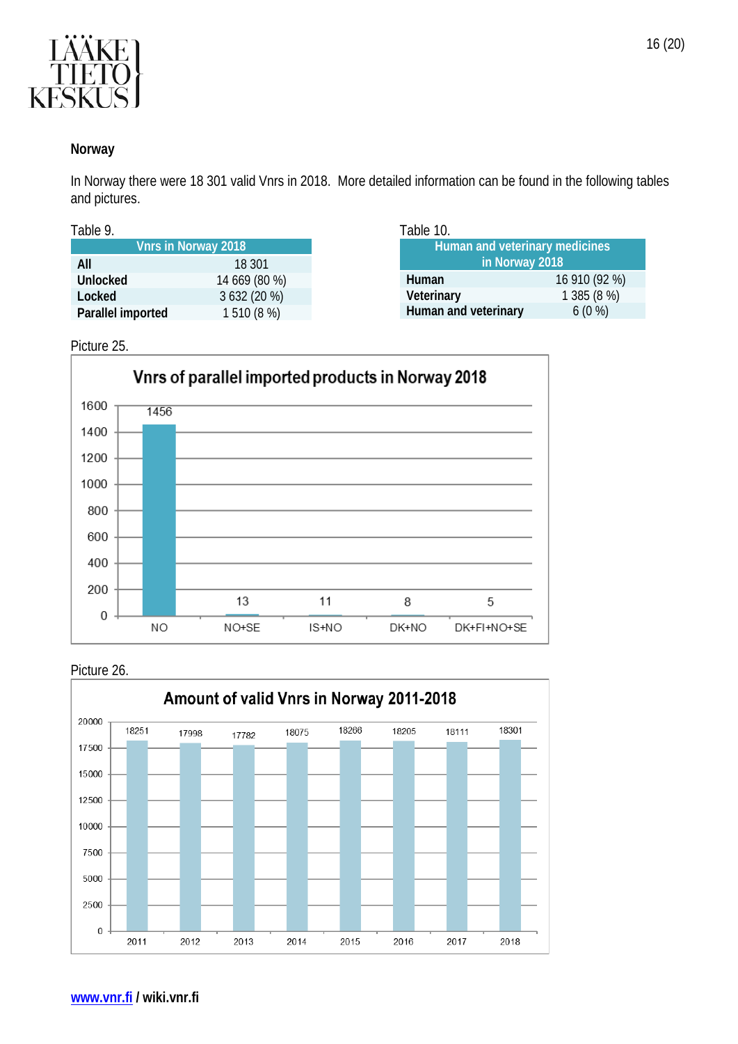## Norway

In Norway there were 18 301 valid Vnrs in 2018. More detailed information can be found in the following tables and pictures.

Table 9.

| Vnrs in Norway 2018 | |
|---|---|
| **All** | 18 301 |
| **Unlocked** | 14 669 (80 %) |
| **Locked** | 3 632 (20 %) |
| **Parallel imported** | 1 510 (8 %) |

Table 10.

| Human and veterinary medicines in Norway 2018 | |
|---|---|
| **Human** | 16 910 (92 %) |
| **Veterinary** | 1 385 (8 %) |
| **Human and veterinary** | 6 (0 %) |

Picture 25.

**Vnrs of parallel imported products in Norway 2018**

| NO | NO+SE | IS+NO | DK+NO | DK+FI+NO+SE |
|---|---|---|---|---|
| 1456 | 13 | 11 | 8 | 5 |

Picture 26.

**Amount of valid Vnrs in Norway 2011-2018**

| 2011 | 2012 | 2013 | 2014 | 2015 | 2016 | 2017 | 2018 |
|---|---|---|---|---|---|---|---|
| 18251 | 17998 | 17782 | 18075 | 18266 | 18205 | 18111 | 18301 |

[www.vnr.fi](http://www.vnr.fi) / **wiki.vnr.fi**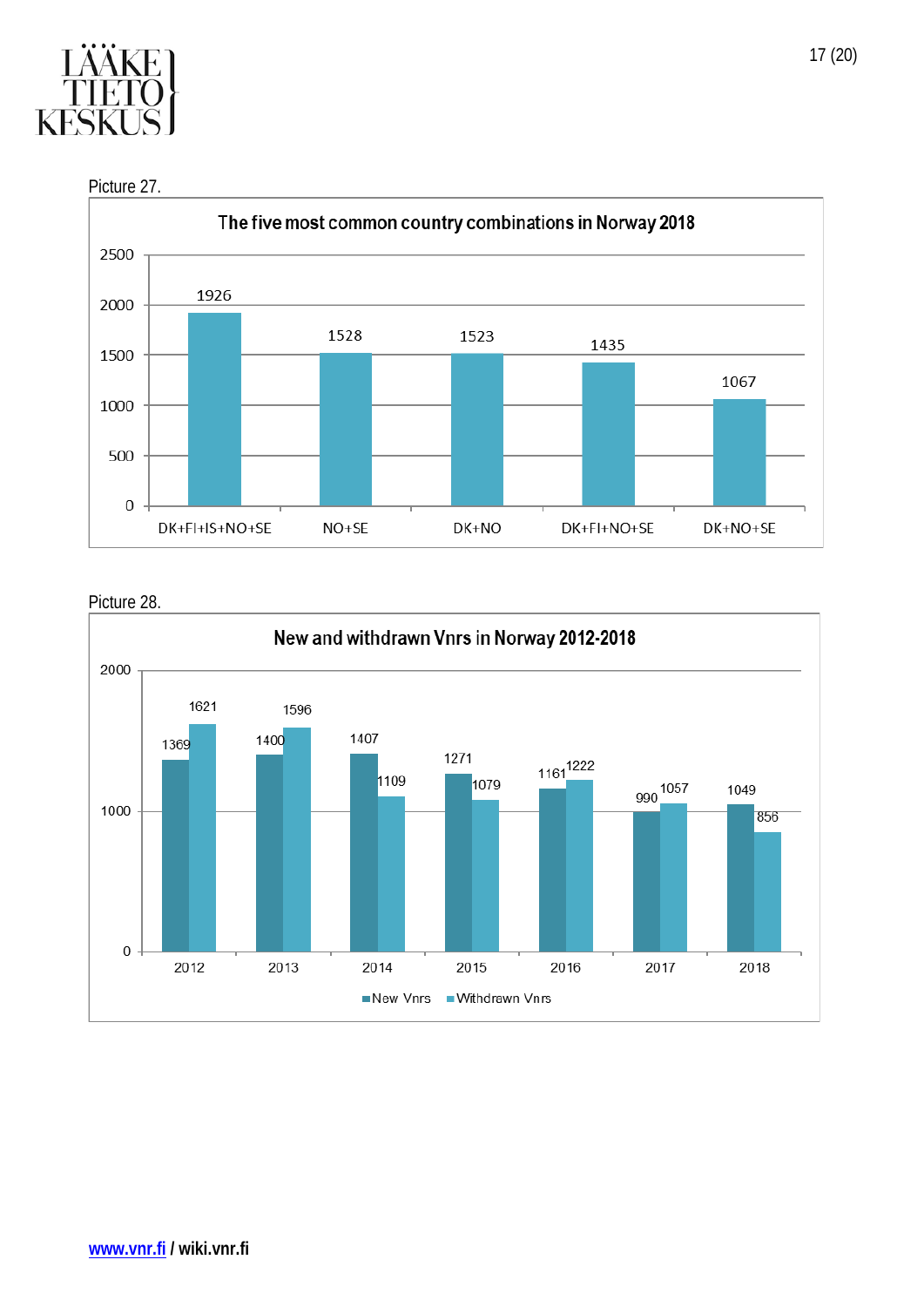Picture 27.

**The five most common country combinations in Norway 2018**

| Country combination | Count |
|---|---|
| DK+FI+IS+NO+SE | 1926 |
| NO+SE | 1528 |
| DK+NO | 1523 |
| DK+FI+NO+SE | 1435 |
| DK+NO+SE | 1067 |

Picture 28.

**New and withdrawn Vnrs in Norway 2012-2018**

| Year | New Vnrs | Withdrawn Vnrs |
|---|---|---|
| 2012 | 1369 | 1621 |
| 2013 | 1400 | 1596 |
| 2014 | 1407 | 1109 |
| 2015 | 1271 | 1079 |
| 2016 | 1161 | 1222 |
| 2017 | 990 | 1057 |
| 2018 | 1049 | 856 |

www.vnr.fi / wiki.vnr.fi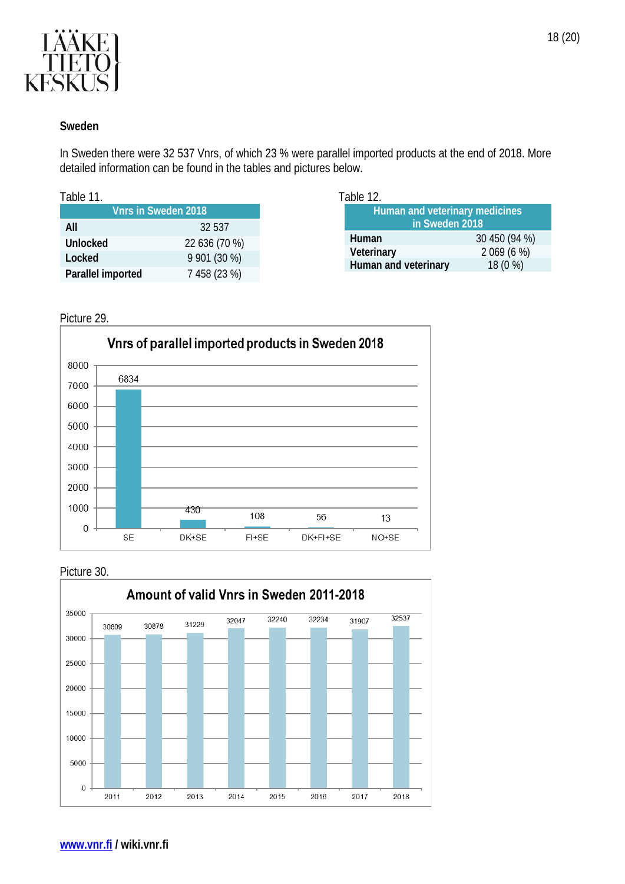## Sweden

In Sweden there were 32 537 Vnrs, of which 23 % were parallel imported products at the end of 2018. More detailed information can be found in the tables and pictures below.

Table 11.

| Vnrs in Sweden 2018 | |
|---|---|
| **All** | 32 537 |
| **Unlocked** | 22 636 (70 %) |
| **Locked** | 9 901 (30 %) |
| **Parallel imported** | 7 458 (23 %) |

Table 12.

| Human and veterinary medicines in Sweden 2018 | |
|---|---|
| **Human** | 30 450 (94 %) |
| **Veterinary** | 2 069 (6 %) |
| **Human and veterinary** | 18 (0 %) |

Picture 29.

**Vnrs of parallel imported products in Sweden 2018**

| | SE | DK+SE | FI+SE | DK+FI+SE | NO+SE |
|---|---|---|---|---|---|
| Vnrs | 6834 | 430 | 108 | 56 | 13 |

Picture 30.

**Amount of valid Vnrs in Sweden 2011-2018**

| | 2011 | 2012 | 2013 | 2014 | 2015 | 2016 | 2017 | 2018 |
|---|---|---|---|---|---|---|---|---|
| Vnrs | 30809 | 30878 | 31229 | 32047 | 32240 | 32234 | 31907 | 32537 |

**www.vnr.fi / wiki.vnr.fi**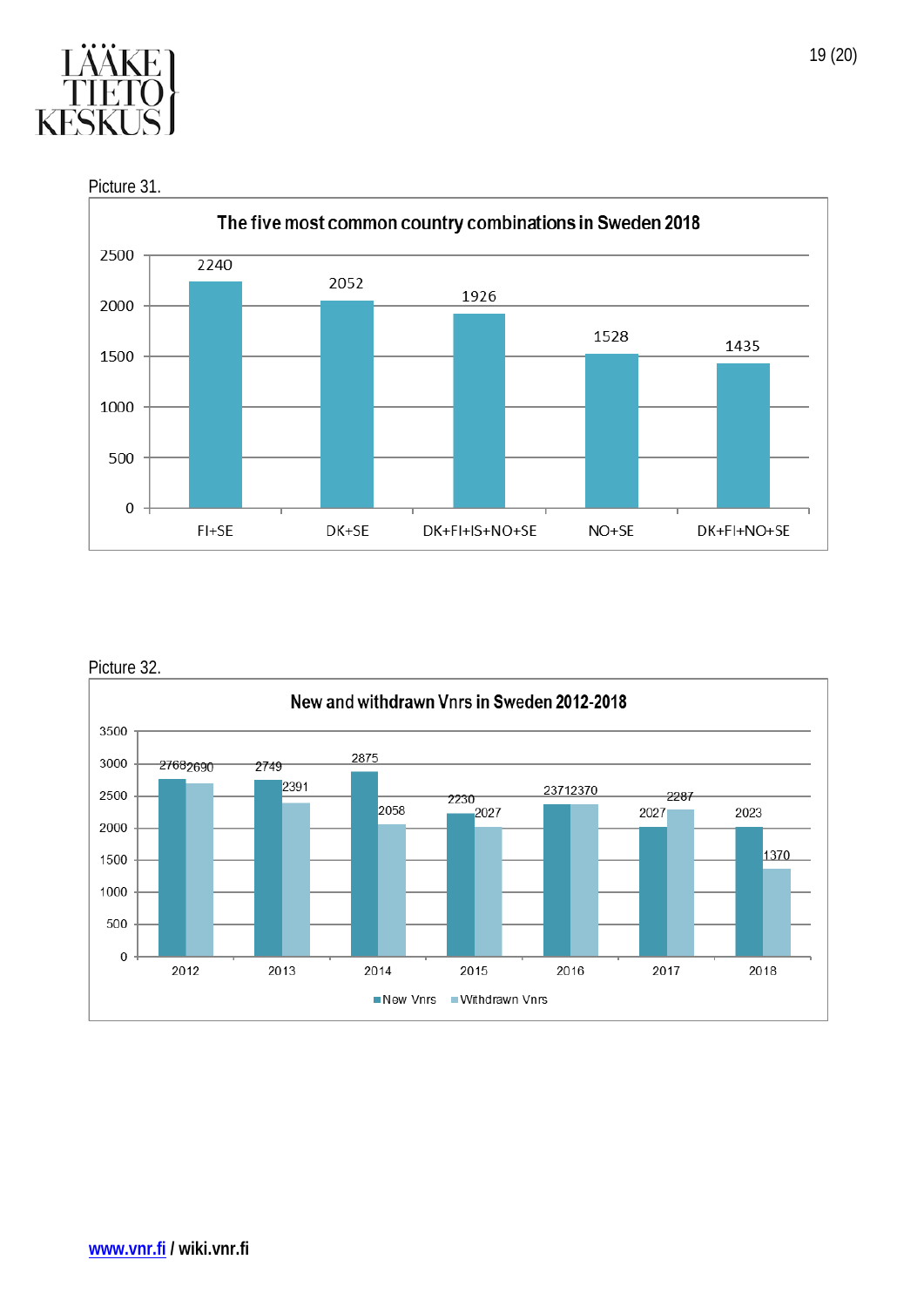Picture 31.

**The five most common country combinations in Sweden 2018**

| Country combination | Count |
|---|---|
| FI+SE | 2240 |
| DK+SE | 2052 |
| DK+FI+IS+NO+SE | 1926 |
| NO+SE | 1528 |
| DK+FI+NO+SE | 1435 |

Picture 32.

**New and withdrawn Vnrs in Sweden 2012-2018**

| Year | New Vnrs | Withdrawn Vnrs |
|---|---|---|
| 2012 | 2768 | 2690 |
| 2013 | 2749 | 2391 |
| 2014 | 2875 | 2058 |
| 2015 | 2230 | 2027 |
| 2016 | 2371 | 2370 |
| 2017 | 2027 | 2287 |
| 2018 | 2023 | 1370 |

www.vnr.fi / wiki.vnr.fi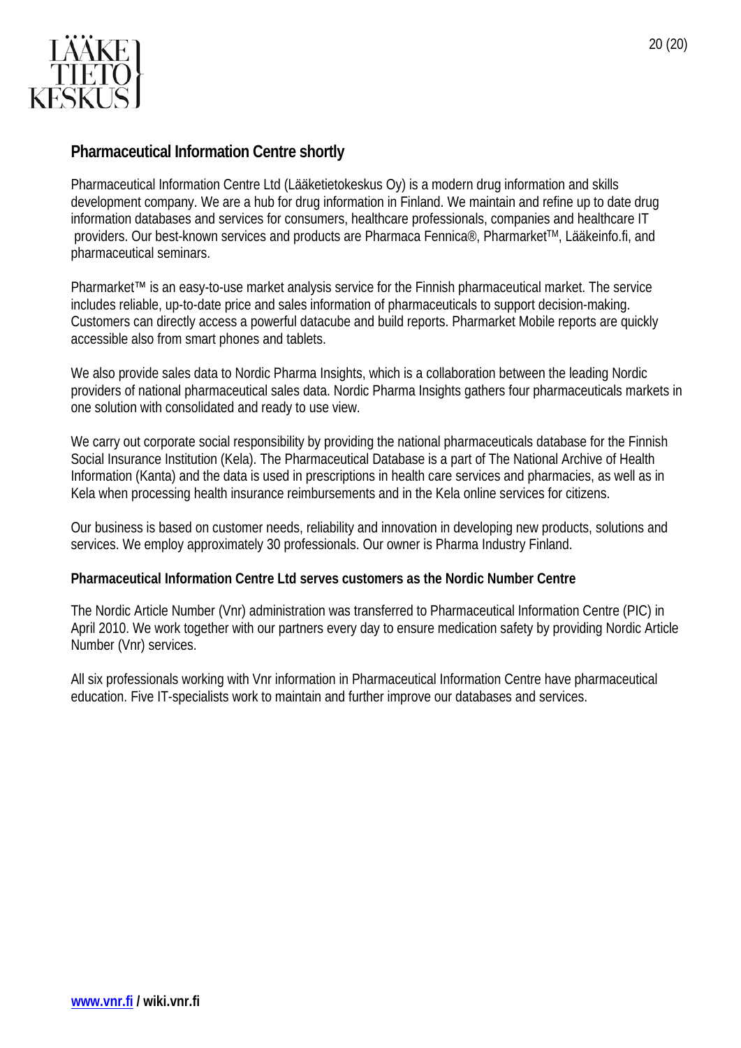## Pharmaceutical Information Centre shortly

Pharmaceutical Information Centre Ltd (Lääketietokeskus Oy) is a modern drug information and skills development company. We are a hub for drug information in Finland. We maintain and refine up to date drug information databases and services for consumers, healthcare professionals, companies and healthcare IT providers. Our best-known services and products are Pharmaca Fennica®, Pharmarket™, Lääkeinfo.fi, and pharmaceutical seminars.

Pharmarket™ is an easy-to-use market analysis service for the Finnish pharmaceutical market. The service includes reliable, up-to-date price and sales information of pharmaceuticals to support decision-making. Customers can directly access a powerful datacube and build reports. Pharmarket Mobile reports are quickly accessible also from smart phones and tablets.

We also provide sales data to Nordic Pharma Insights, which is a collaboration between the leading Nordic providers of national pharmaceutical sales data. Nordic Pharma Insights gathers four pharmaceuticals markets in one solution with consolidated and ready to use view.

We carry out corporate social responsibility by providing the national pharmaceuticals database for the Finnish Social Insurance Institution (Kela). The Pharmaceutical Database is a part of The National Archive of Health Information (Kanta) and the data is used in prescriptions in health care services and pharmacies, as well as in Kela when processing health insurance reimbursements and in the Kela online services for citizens.

Our business is based on customer needs, reliability and innovation in developing new products, solutions and services. We employ approximately 30 professionals. Our owner is Pharma Industry Finland.

**Pharmaceutical Information Centre Ltd serves customers as the Nordic Number Centre**

The Nordic Article Number (Vnr) administration was transferred to Pharmaceutical Information Centre (PIC) in April 2010. We work together with our partners every day to ensure medication safety by providing Nordic Article Number (Vnr) services.

All six professionals working with Vnr information in Pharmaceutical Information Centre have pharmaceutical education. Five IT-specialists work to maintain and further improve our databases and services.